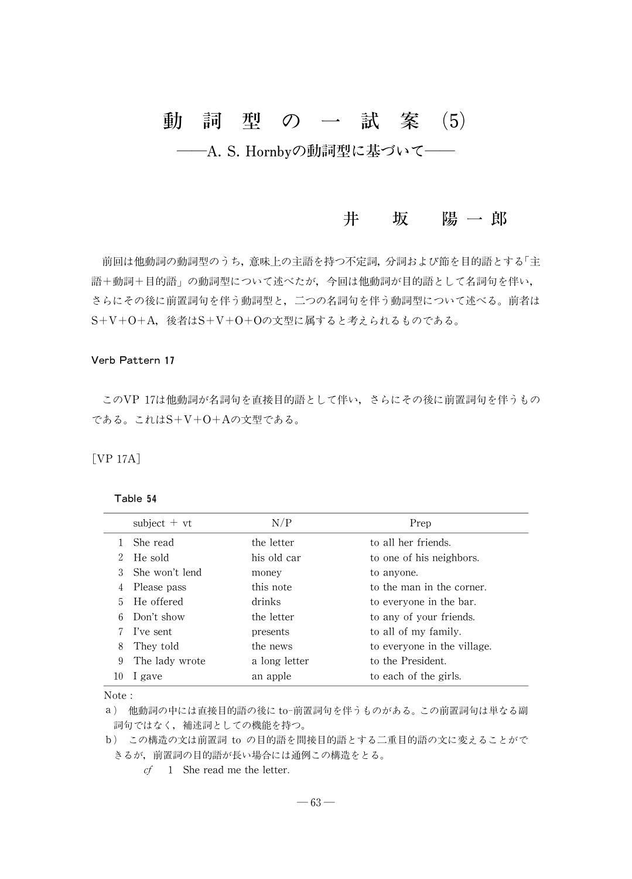# 動　詞　型　の　一　試　案　(5)

## ——A. S. Hornbyの動詞型に基づいて——

井　坂　陽一郎

前回は他動詞の動詞型のうち，意味上の主語を持つ不定詞，分詞および節を目的語とする「主語＋動詞＋目的語」の動詞型について述べたが，今回は他動詞が目的語として名詞句を伴い，さらにその後に前置詞句を伴う動詞型と，二つの名詞句を伴う動詞型について述べる。前者はS＋V＋O＋A，後者はS＋V＋O＋Oの文型に属すると考えられるものである。

### Verb Pattern 17

このVP 17は他動詞が名詞句を直接目的語として伴い，さらにその後に前置詞句を伴うものである。これはS＋V＋O＋Aの文型である。

[VP 17A]

Table 54

| | subject ＋ vt | N/P | Prep |
|---|---|---|---|
| 1 | She read | the letter | to all her friends. |
| 2 | He sold | his old car | to one of his neighbors. |
| 3 | She won't lend | money | to anyone. |
| 4 | Please pass | this note | to the man in the corner. |
| 5 | He offered | drinks | to everyone in the bar. |
| 6 | Don't show | the letter | to any of your friends. |
| 7 | I've sent | presents | to all of my family. |
| 8 | They told | the news | to everyone in the village. |
| 9 | The lady wrote | a long letter | to the President. |
| 10 | I gave | an apple | to each of the girls. |

Note :

a)　他動詞の中には直接目的語の後に to-前置詞句を伴うものがある。この前置詞句は単なる副詞句ではなく，補述詞としての機能を持つ。

b)　この構造の文は前置詞 to の目的語を間接目的語とする二重目的語の文に変えることができるが，前置詞の目的語が長い場合には通例この構造をとる。

*cf*　1　She read me the letter.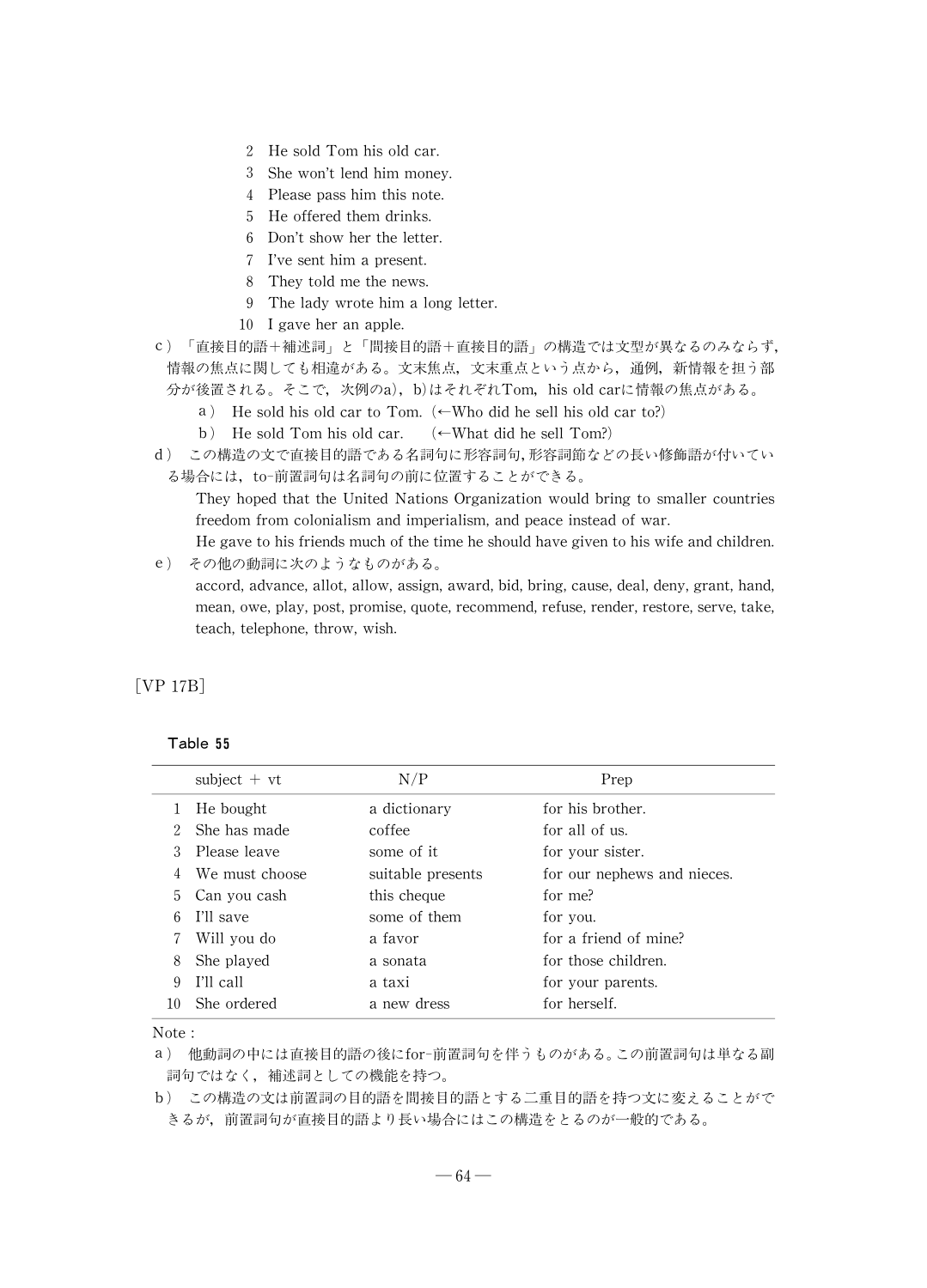2 He sold Tom his old car.
3 She won't lend him money.
4 Please pass him this note.
5 He offered them drinks.
6 Don't show her the letter.
7 I've sent him a present.
8 They told me the news.
9 The lady wrote him a long letter.
10 I gave her an apple.

c）「直接目的語＋補述詞」と「間接目的語＋直接目的語」の構造では文型が異なるのみならず，情報の焦点に関しても相違がある。文末焦点，文末重点という点から，通例，新情報を担う部分が後置される。そこで，次例のa)，b)はそれぞれTom，his old carに情報の焦点がある。

a） He sold his old car to Tom.（←Who did he sell his old car to?）
b） He sold Tom his old car.　（←What did he sell Tom?）

d）この構造の文で直接目的語である名詞句に形容詞句，形容詞節などの長い修飾語が付いている場合には，to-前置詞句は名詞句の前に位置することができる。

They hoped that the United Nations Organization would bring to smaller countries freedom from colonialism and imperialism, and peace instead of war.
He gave to his friends much of the time he should have given to his wife and children.

e）その他の動詞に次のようなものがある。

accord, advance, allot, allow, assign, award, bid, bring, cause, deal, deny, grant, hand, mean, owe, play, post, promise, quote, recommend, refuse, render, restore, serve, take, teach, telephone, throw, wish.

## [VP 17B]

**Table 55**

| | subject ＋ vt | N/P | Prep |
|---|---|---|---|
| 1 | He bought | a dictionary | for his brother. |
| 2 | She has made | coffee | for all of us. |
| 3 | Please leave | some of it | for your sister. |
| 4 | We must choose | suitable presents | for our nephews and nieces. |
| 5 | Can you cash | this cheque | for me? |
| 6 | I'll save | some of them | for you. |
| 7 | Will you do | a favor | for a friend of mine? |
| 8 | She played | a sonata | for those children. |
| 9 | I'll call | a taxi | for your parents. |
| 10 | She ordered | a new dress | for herself. |

Note :

a）他動詞の中には直接目的語の後にfor-前置詞句を伴うものがある。この前置詞句は単なる副詞句ではなく，補述詞としての機能を持つ。

b）この構造の文は前置詞の目的語を間接目的語とする二重目的語を持つ文に変えることができるが，前置詞句が直接目的語より長い場合にはこの構造をとるのが一般的である。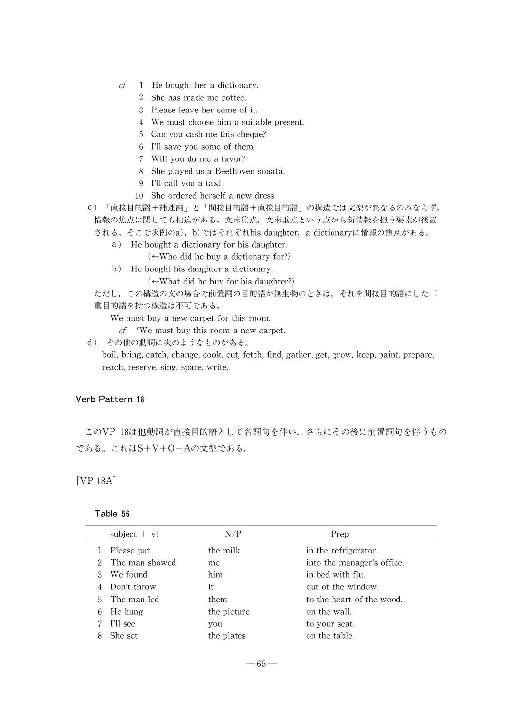*cf*　1　He bought her a dictionary.
　　2　She has made me coffee.
　　3　Please leave her some of it.
　　4　We must choose him a suitable present.
　　5　Can you cash me this cheque?
　　6　I'll save you some of them.
　　7　Will you do me a favor?
　　8　She played us a Beethoven sonata.
　　9　I'll call you a taxi.
　　10　She ordered herself a new dress.

c）「直接目的語＋補述詞」と「間接目的語＋直接目的語」の構造では文型が異なるのみならず，情報の焦点に関しても相違がある。文末焦点，文末重点という点から新情報を担う要素が後置される。そこで次例のa)，b)ではそれぞれhis daughter, a dictionaryに情報の焦点がある。

a）He bought a dictionary for his daughter.
　　(←Who did he buy a dictionary for?)

b）He bought his daughter a dictionary.
　　(←What did he buy for his daughter?)

ただし，この構造の文の場合で前置詞の目的語が無生物のときは，それを間接目的語にした二重目的語を持つ構造は不可である。

We must buy a new carpet for this room.
　*cf*　*We must buy this room a new carpet.

d）その他の動詞に次のようなものがある。

boil, bring, catch, change, cook, cut, fetch, find, gather, get, grow, keep, paint, prepare, reach, reserve, sing, spare, write.

## Verb Pattern 18

このVP 18は他動詞が直接目的語として名詞句を伴い，さらにその後に前置詞句を伴うものである。これはS＋V＋O＋Aの文型である。

[VP 18A]

**Table 56**

| | subject ＋ vt | N/P | Prep |
|---|---|---|---|
| 1 | Please put | the milk | in the refrigerator. |
| 2 | The man showed | me | into the manager's office. |
| 3 | We found | him | in bed with flu. |
| 4 | Don't throw | it | out of the window. |
| 5 | The man led | them | to the heart of the wood. |
| 6 | He hung | the picture | on the wall. |
| 7 | I'll see | you | to your seat. |
| 8 | She set | the plates | on the table. |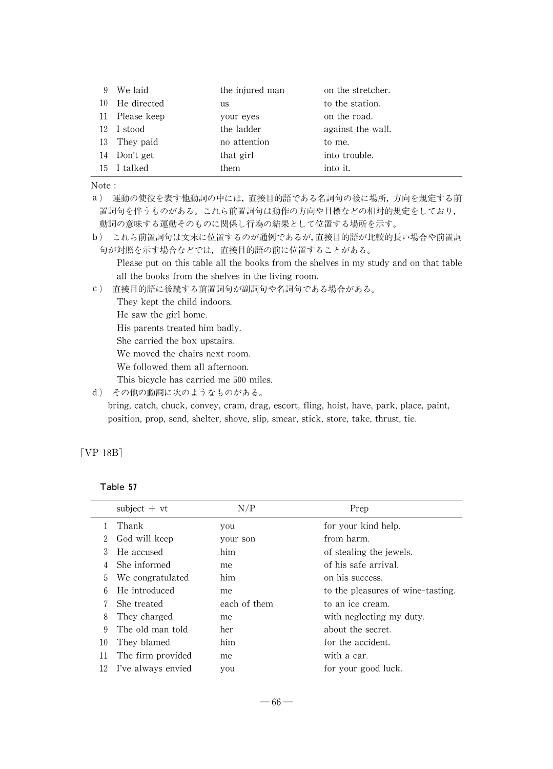| | | | |
|---|---|---|---|
| 9 | We laid | the injured man | on the stretcher. |
| 10 | He directed | us | to the station. |
| 11 | Please keep | your eyes | on the road. |
| 12 | I stood | the ladder | against the wall. |
| 13 | They paid | no attention | to me. |
| 14 | Don't get | that girl | into trouble. |
| 15 | I talked | them | into it. |

Note :

a） 運動の使役を表す他動詞の中には，直接目的語である名詞句の後に場所，方向を規定する前置詞句を伴うものがある。これら前置詞句は動作の方向や目標などの相対的規定をしており，動詞の意味する運動そのものに関係し行為の結果として位置する場所を示す。

b） これら前置詞句は文末に位置するのが通例であるが，直接目的語が比較的長い場合や前置詞句が対照を示す場合などでは，直接目的語の前に位置することがある。

Please put on this table all the books from the shelves in my study and on that table all the books from the shelves in the living room.

c） 直接目的語に後続する前置詞句が副詞句や名詞句である場合がある。

They kept the child indoors.
He saw the girl home.
His parents treated him badly.
She carried the box upstairs.
We moved the chairs next room.
We followed them all afternoon.
This bicycle has carried me 500 miles.

d） その他の動詞に次のようなものがある。

bring, catch, chuck, convey, cram, drag, escort, fling, hoist, have, park, place, paint, position, prop, send, shelter, shove, slip, smear, stick, store, take, thrust, tie.

［VP 18B］

**Table 57**

| | subject ＋ vt | N/P | Prep |
|---|---|---|---|
| 1 | Thank | you | for your kind help. |
| 2 | God will keep | your son | from harm. |
| 3 | He accused | him | of stealing the jewels. |
| 4 | She informed | me | of his safe arrival. |
| 5 | We congratulated | him | on his success. |
| 6 | He introduced | me | to the pleasures of wine-tasting. |
| 7 | She treated | each of them | to an ice cream. |
| 8 | They charged | me | with neglecting my duty. |
| 9 | The old man told | her | about the secret. |
| 10 | They blamed | him | for the accident. |
| 11 | The firm provided | me | with a car. |
| 12 | I've always envied | you | for your good luck. |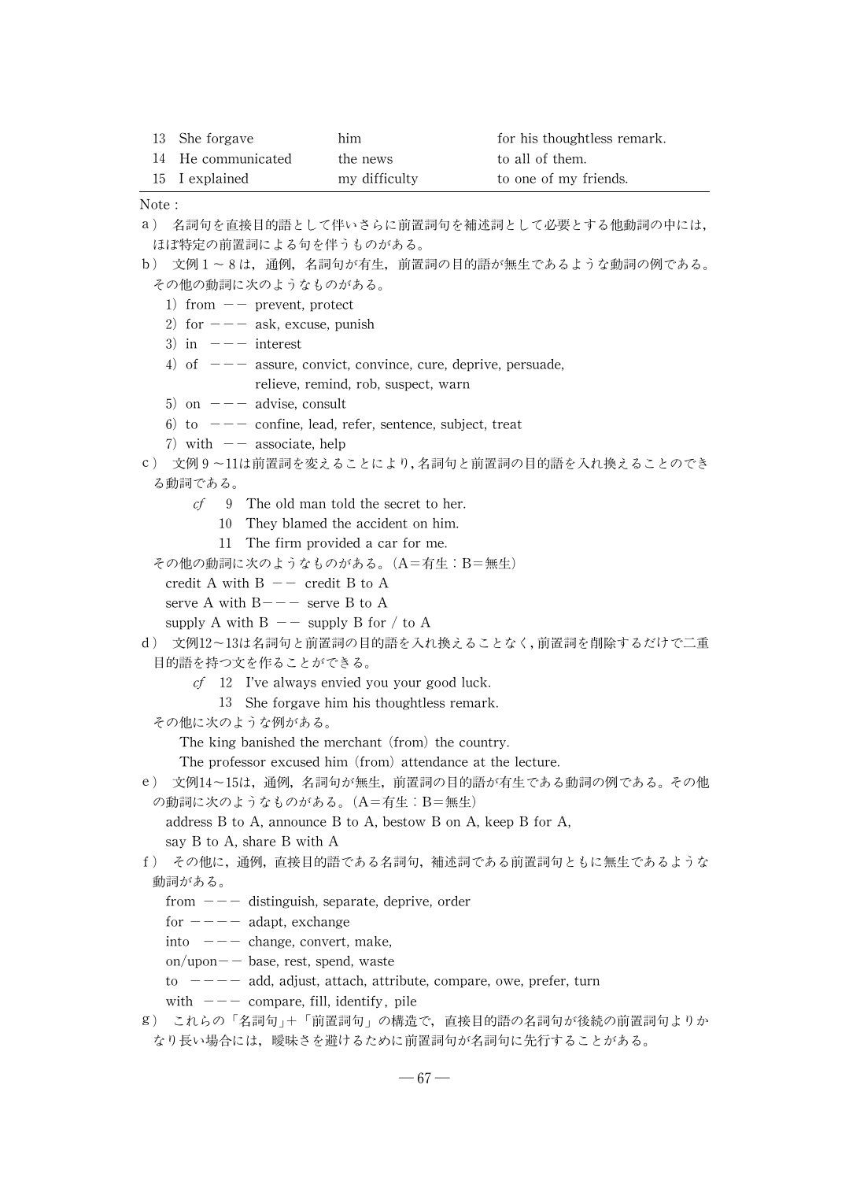| | | | |
|---|---|---|---|
| 13 | She forgave | him | for his thoughtless remark. |
| 14 | He communicated | the news | to all of them. |
| 15 | I explained | my difficulty | to one of my friends. |

Note :

a） 名詞句を直接目的語として伴いさらに前置詞句を補述詞として必要とする他動詞の中には，ほぼ特定の前置詞による句を伴うものがある。

b） 文例１～８は，通例，名詞句が有生，前置詞の目的語が無生であるような動詞の例である。その他の動詞に次のようなものがある。

1）from －－ prevent, protect
2）for －－－ ask, excuse, punish
3）in －－－ interest
4）of －－－ assure, convict, convince, cure, deprive, persuade, relieve, remind, rob, suspect, warn
5）on －－－ advise, consult
6）to －－－ confine, lead, refer, sentence, subject, treat
7）with －－ associate, help

c） 文例９～11は前置詞を変えることにより，名詞句と前置詞の目的語を入れ換えることのできる動詞である。

*cf* 9 The old man told the secret to her.
10 They blamed the accident on him.
11 The firm provided a car for me.

その他の動詞に次のようなものがある。（A＝有生：B＝無生）

credit A with B －－ credit B to A
serve A with B－－－ serve B to A
supply A with B －－ supply B for / to A

d） 文例12～13は名詞句と前置詞の目的語を入れ換えることなく，前置詞を削除するだけで二重目的語を持つ文を作ることができる。

*cf* 12 I've always envied you your good luck.
13 She forgave him his thoughtless remark.

その他に次のような例がある。

The king banished the merchant (from) the country.
The professor excused him (from) attendance at the lecture.

e） 文例14～15は，通例，名詞句が無生，前置詞の目的語が有生である動詞の例である。その他の動詞に次のようなものがある。（A＝有生：B＝無生）

address B to A, announce B to A, bestow B on A, keep B for A, say B to A, share B with A

f） その他に，通例，直接目的語である名詞句，補述詞である前置詞句ともに無生であるような動詞がある。

from －－－ distinguish, separate, deprive, order
for －－－－ adapt, exchange
into －－－ change, convert, make,
on/upon－－ base, rest, spend, waste
to －－－－ add, adjust, attach, attribute, compare, owe, prefer, turn
with －－－ compare, fill, identify, pile

g） これらの「名詞句」＋「前置詞句」の構造で，直接目的語の名詞句が後続の前置詞句よりかなり長い場合には，曖昧さを避けるために前置詞句が名詞句に先行することがある。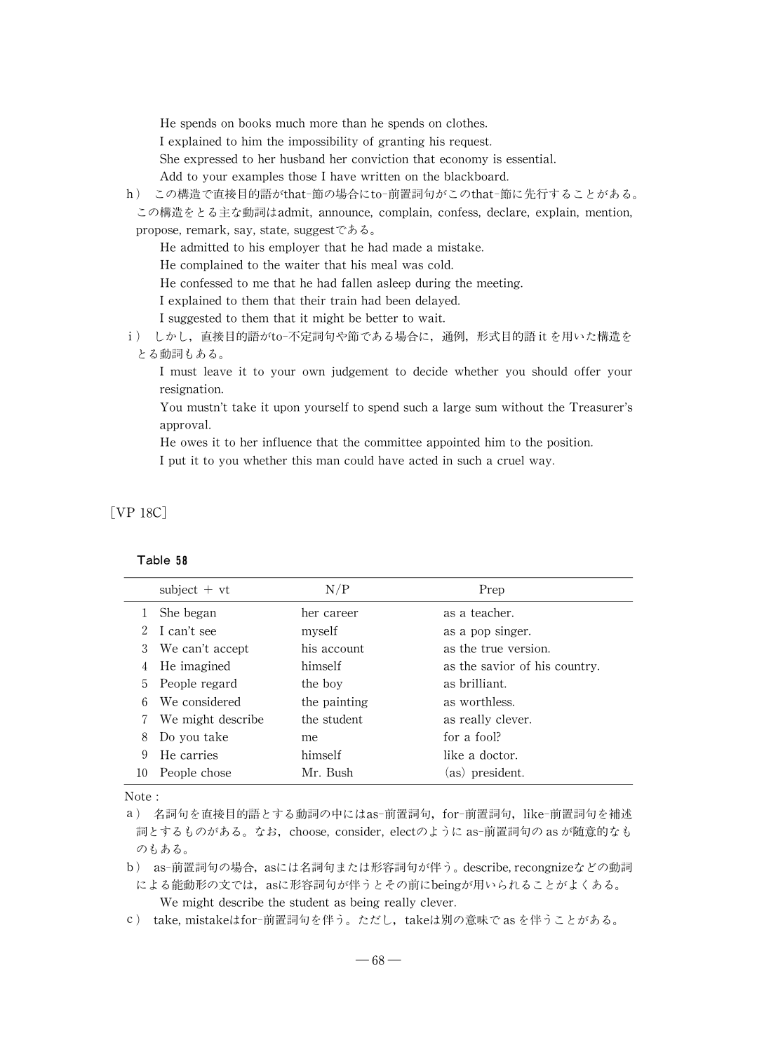He spends on books much more than he spends on clothes.
I explained to him the impossibility of granting his request.
She expressed to her husband her conviction that economy is essential.
Add to your examples those I have written on the blackboard.

h） この構造で直接目的語がthat-節の場合にto-前置詞句がこのthat-節に先行することがある。この構造をとる主な動詞はadmit, announce, complain, confess, declare, explain, mention, propose, remark, say, state, suggestである。

He admitted to his employer that he had made a mistake.
He complained to the waiter that his meal was cold.
He confessed to me that he had fallen asleep during the meeting.
I explained to them that their train had been delayed.
I suggested to them that it might be better to wait.

i） しかし，直接目的語がto-不定詞句や節である場合に，通例，形式目的語 it を用いた構造をとる動詞もある。

I must leave it to your own judgement to decide whether you should offer your resignation.
You mustn't take it upon yourself to spend such a large sum without the Treasurer's approval.
He owes it to her influence that the committee appointed him to the position.
I put it to you whether this man could have acted in such a cruel way.

［VP 18C］

Table 58

| | subject ＋ vt | N/P | Prep |
|---|---|---|---|
| 1 | She began | her career | as a teacher. |
| 2 | I can't see | myself | as a pop singer. |
| 3 | We can't accept | his account | as the true version. |
| 4 | He imagined | himself | as the savior of his country. |
| 5 | People regard | the boy | as brilliant. |
| 6 | We considered | the painting | as worthless. |
| 7 | We might describe | the student | as really clever. |
| 8 | Do you take | me | for a fool? |
| 9 | He carries | himself | like a doctor. |
| 10 | People chose | Mr. Bush | (as) president. |

Note :

a） 名詞句を直接目的語とする動詞の中にはas-前置詞句，for-前置詞句，like-前置詞句を補述詞とするものがある。なお，choose, consider, electのように as-前置詞句の as が随意的なものもある。

b） as-前置詞句の場合，asには名詞句または形容詞句が伴う。describe, recongnizeなどの動詞による能動形の文では，asに形容詞句が伴うとその前にbeingが用いられることがよくある。

We might describe the student as being really clever.

c） take, mistakeはfor-前置詞句を伴う。ただし，takeは別の意味で as を伴うことがある。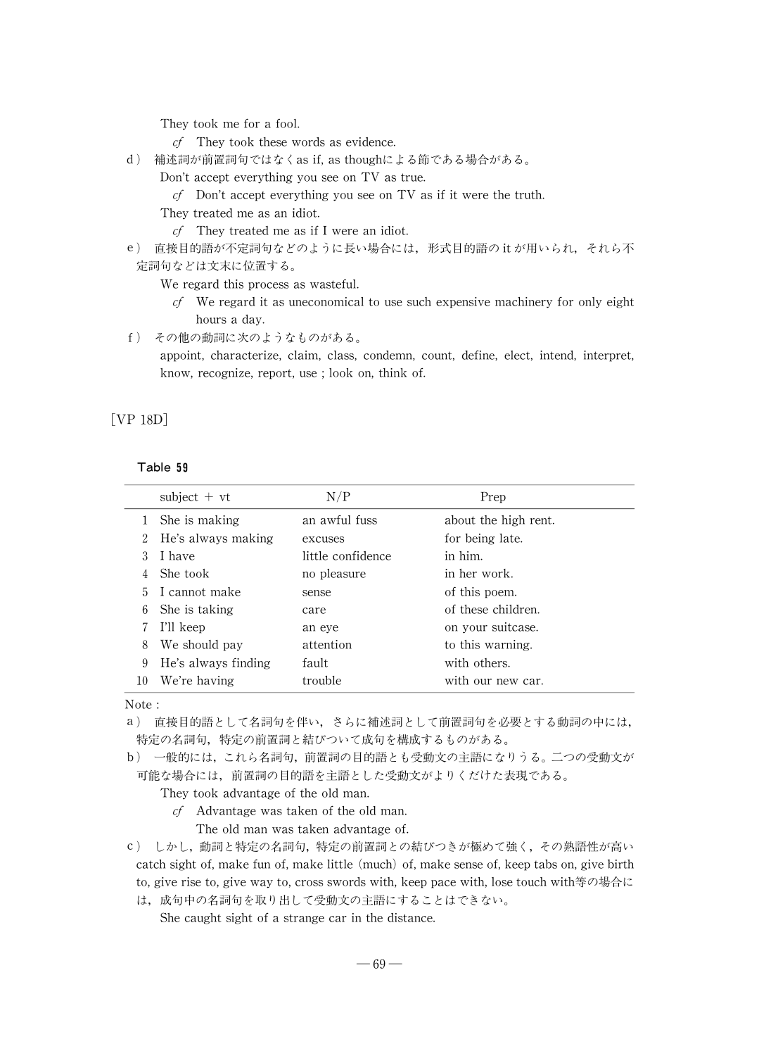They took me for a fool.

*cf* They took these words as evidence.

d） 補述詞が前置詞句ではなくas if, as thoughによる節である場合がある。

Don't accept everything you see on TV as true.

*cf* Don't accept everything you see on TV as if it were the truth.

They treated me as an idiot.

*cf* They treated me as if I were an idiot.

e） 直接目的語が不定詞句などのように長い場合には，形式目的語の it が用いられ，それら不定詞句などは文末に位置する。

We regard this process as wasteful.

*cf* We regard it as uneconomical to use such expensive machinery for only eight hours a day.

f） その他の動詞に次のようなものがある。

appoint, characterize, claim, class, condemn, count, define, elect, intend, interpret, know, recognize, report, use ; look on, think of.

## [VP 18D]

**Table 59**

| | subject + vt | N/P | Prep |
|---|---|---|---|
| 1 | She is making | an awful fuss | about the high rent. |
| 2 | He's always making | excuses | for being late. |
| 3 | I have | little confidence | in him. |
| 4 | She took | no pleasure | in her work. |
| 5 | I cannot make | sense | of this poem. |
| 6 | She is taking | care | of these children. |
| 7 | I'll keep | an eye | on your suitcase. |
| 8 | We should pay | attention | to this warning. |
| 9 | He's always finding | fault | with others. |
| 10 | We're having | trouble | with our new car. |

Note :

a） 直接目的語として名詞句を伴い，さらに補述詞として前置詞句を必要とする動詞の中には，特定の名詞句，特定の前置詞と結びついて成句を構成するものがある。

b） 一般的には，これら名詞句，前置詞の目的語とも受動文の主語になりうる。二つの受動文が可能な場合には，前置詞の目的語を主語とした受動文がよりくだけた表現である。

They took advantage of the old man.

*cf* Advantage was taken of the old man.

The old man was taken advantage of.

c） しかし，動詞と特定の名詞句，特定の前置詞との結びつきが極めて強く，その熟語性が高い catch sight of, make fun of, make little (much) of, make sense of, keep tabs on, give birth to, give rise to, give way to, cross swords with, keep pace with, lose touch with等の場合には，成句中の名詞句を取り出して受動文の主語にすることはできない。

She caught sight of a strange car in the distance.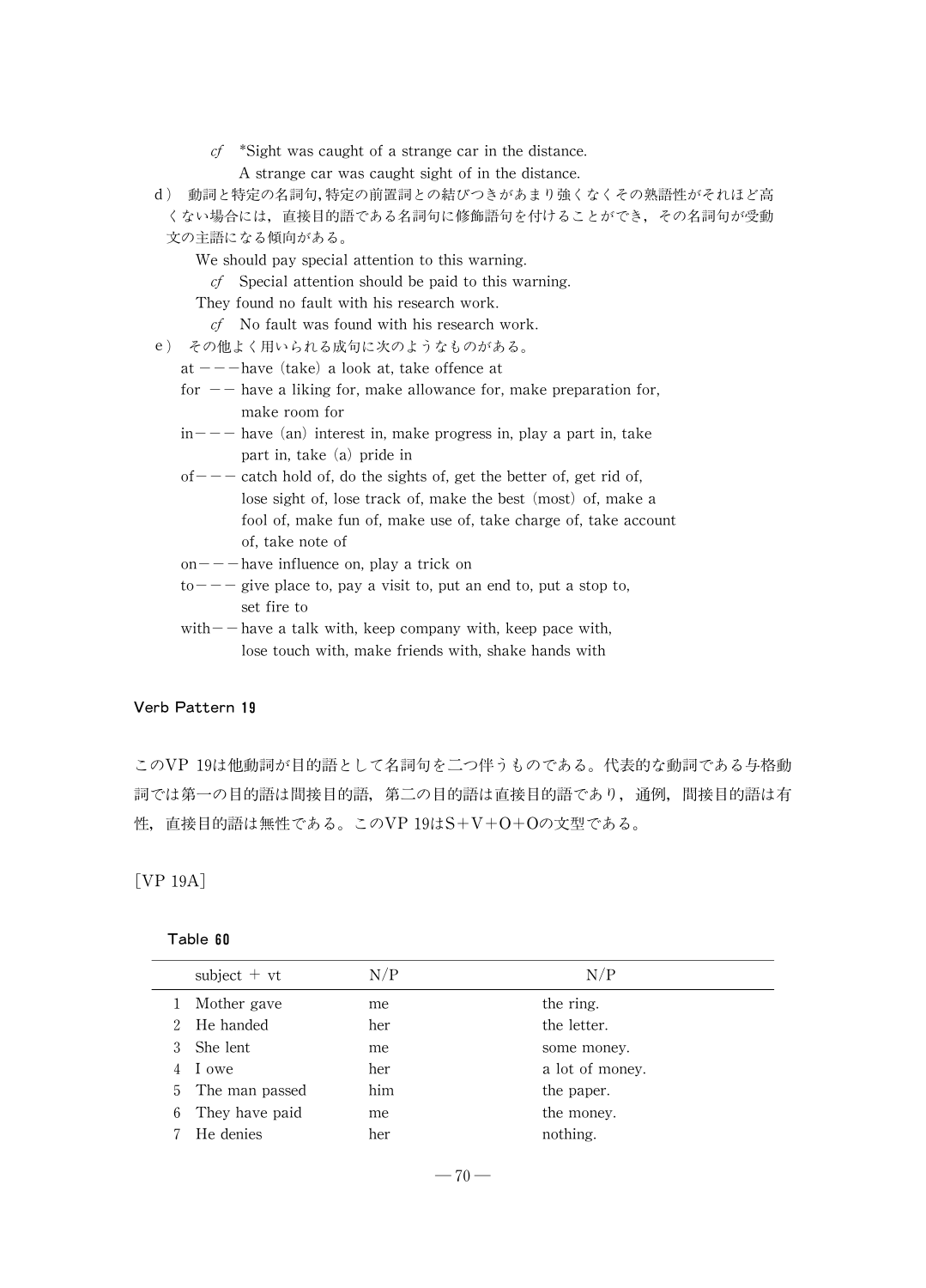*cf* \*Sight was caught of a strange car in the distance.
A strange car was caught sight of in the distance.

d） 動詞と特定の名詞句，特定の前置詞との結びつきがあまり強くなくその熟語性がそれほど高くない場合には，直接目的語である名詞句に修飾語句を付けることができ，その名詞句が受動文の主語になる傾向がある。

We should pay special attention to this warning.
*cf* Special attention should be paid to this warning.

They found no fault with his research work.
*cf* No fault was found with his research work.

e） その他よく用いられる成句に次のようなものがある。

at ---have (take) a look at, take offence at
for -- have a liking for, make allowance for, make preparation for, make room for
in--- have (an) interest in, make progress in, play a part in, take part in, take (a) pride in
of--- catch hold of, do the sights of, get the better of, get rid of, lose sight of, lose track of, make the best (most) of, make a fool of, make fun of, make use of, take charge of, take account of, take note of
on---have influence on, play a trick on
to--- give place to, pay a visit to, put an end to, put a stop to, set fire to
with-- have a talk with, keep company with, keep pace with, lose touch with, make friends with, shake hands with

### Verb Pattern 19

このVP 19は他動詞が目的語として名詞句を二つ伴うものである。代表的な動詞である与格動詞では第一の目的語は間接目的語，第二の目的語は直接目的語であり，通例，間接目的語は有性，直接目的語は無性である。このVP 19はS＋V＋O＋Oの文型である。

［VP 19A］

Table 60

| | subject ＋ vt | N/P | N/P |
|---|---|---|---|
| 1 | Mother gave | me | the ring. |
| 2 | He handed | her | the letter. |
| 3 | She lent | me | some money. |
| 4 | I owe | her | a lot of money. |
| 5 | The man passed | him | the paper. |
| 6 | They have paid | me | the money. |
| 7 | He denies | her | nothing. |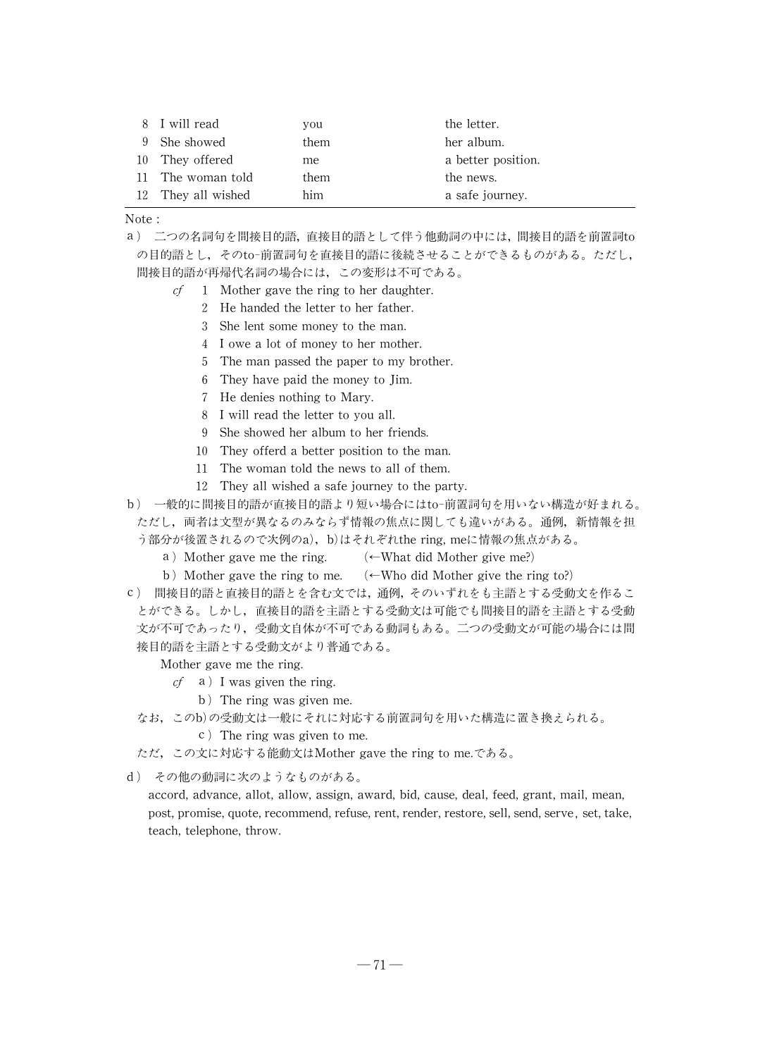| | | |
|---|---|---|
| 8 I will read | you | the letter. |
| 9 She showed | them | her album. |
| 10 They offered | me | a better position. |
| 11 The woman told | them | the news. |
| 12 They all wished | him | a safe journey. |

Note :

a） 二つの名詞句を間接目的語，直接目的語として伴う他動詞の中には，間接目的語を前置詞toの目的語とし，そのto-前置詞句を直接目的語に後続させることができるものがある。ただし，間接目的語が再帰代名詞の場合には，この変形は不可である。

*cf* 1 Mother gave the ring to her daughter.
2 He handed the letter to her father.
3 She lent some money to the man.
4 I owe a lot of money to her mother.
5 The man passed the paper to my brother.
6 They have paid the money to Jim.
7 He denies nothing to Mary.
8 I will read the letter to you all.
9 She showed her album to her friends.
10 They offerd a better position to the man.
11 The woman told the news to all of them.
12 They all wished a safe journey to the party.

b） 一般的に間接目的語が直接目的語より短い場合にはto-前置詞句を用いない構造が好まれる。ただし，両者は文型が異なるのみならず情報の焦点に関しても違いがある。通例，新情報を担う部分が後置されるので次例のa)，b)はそれぞれthe ring, meに情報の焦点がある。

a） Mother gave me the ring. （←What did Mother give me?）
b） Mother gave the ring to me. （←Who did Mother give the ring to?）

c） 間接目的語と直接目的語とを含む文では，通例，そのいずれをも主語とする受動文を作ることができる。しかし，直接目的語を主語とする受動文は可能でも間接目的語を主語とする受動文が不可であったり，受動文自体が不可である動詞もある。二つの受動文が可能の場合には間接目的語を主語とする受動文がより普通である。

Mother gave me the ring.
*cf* a） I was given the ring.
b） The ring was given me.

なお，このb)の受動文は一般にそれに対応する前置詞句を用いた構造に置き換えられる。

c） The ring was given to me.

ただ，この文に対応する能動文はMother gave the ring to me.である。

d） その他の動詞に次のようなものがある。

accord, advance, allot, allow, assign, award, bid, cause, deal, feed, grant, mail, mean, post, promise, quote, recommend, refuse, rent, render, restore, sell, send, serve, set, take, teach, telephone, throw.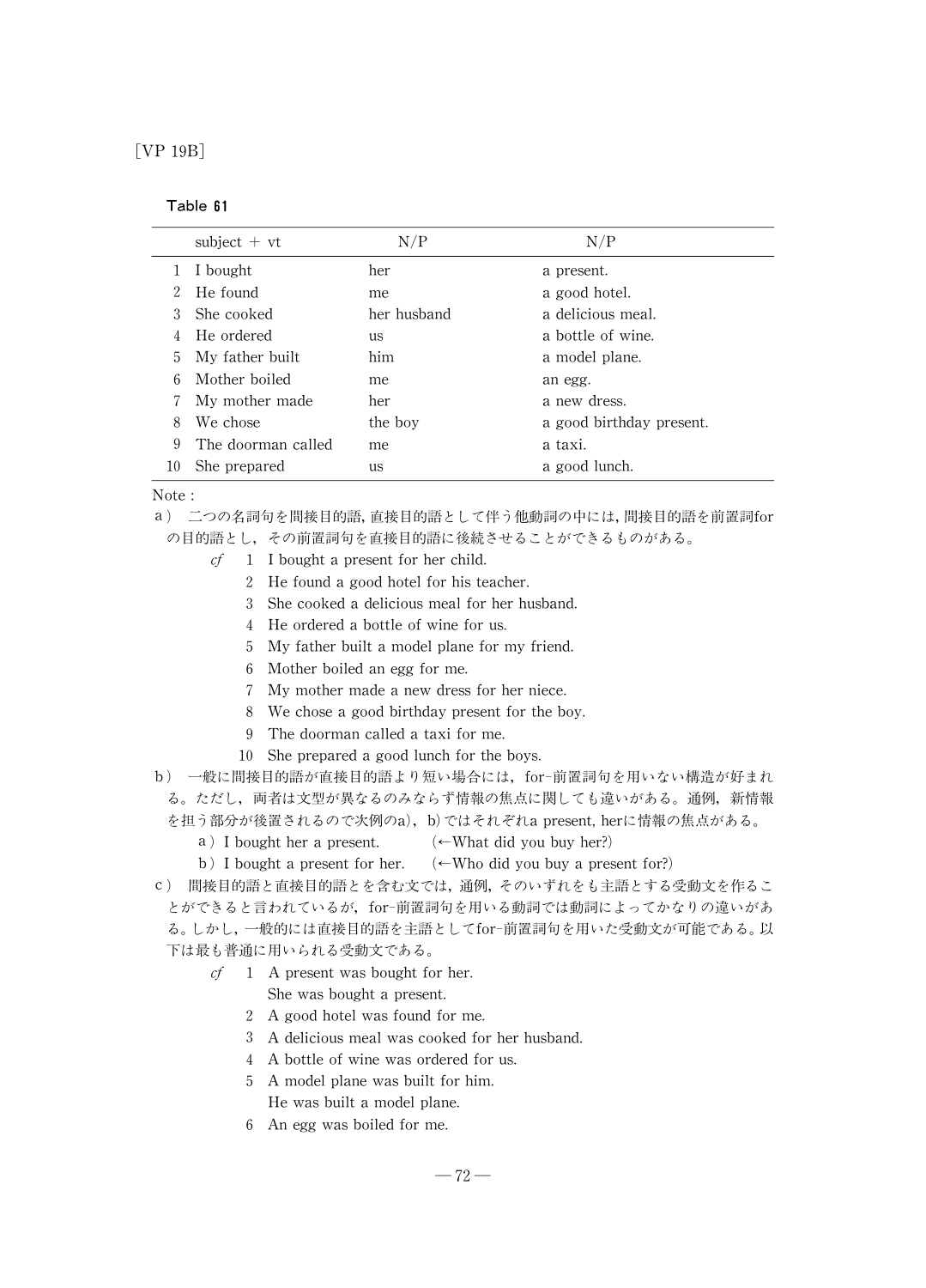[VP 19B]

Table 61

| | subject ＋ vt | N/P | N/P |
|---|---|---|---|
| 1 | I bought | her | a present. |
| 2 | He found | me | a good hotel. |
| 3 | She cooked | her husband | a delicious meal. |
| 4 | He ordered | us | a bottle of wine. |
| 5 | My father built | him | a model plane. |
| 6 | Mother boiled | me | an egg. |
| 7 | My mother made | her | a new dress. |
| 8 | We chose | the boy | a good birthday present. |
| 9 | The doorman called | me | a taxi. |
| 10 | She prepared | us | a good lunch. |

Note：

a）二つの名詞句を間接目的語，直接目的語として伴う他動詞の中には，間接目的語を前置詞forの目的語とし，その前置詞句を直接目的語に後続させることができるものがある。

*cf* 1 I bought a present for her child.
2 He found a good hotel for his teacher.
3 She cooked a delicious meal for her husband.
4 He ordered a bottle of wine for us.
5 My father built a model plane for my friend.
6 Mother boiled an egg for me.
7 My mother made a new dress for her niece.
8 We chose a good birthday present for the boy.
9 The doorman called a taxi for me.
10 She prepared a good lunch for the boys.

b）一般に間接目的語が直接目的語より短い場合には，for-前置詞句を用いない構造が好まれる。ただし，両者は文型が異なるのみならず情報の焦点に関しても違いがある。通例，新情報を担う部分が後置されるので次例のa），b）ではそれぞれa present, herに情報の焦点がある。

a）I bought her a present.　　(←What did you buy her?)
b）I bought a present for her.　　(←Who did you buy a present for?)

c）間接目的語と直接目的語とを含む文では，通例，そのいずれをも主語とする受動文を作ることができると言われているが，for-前置詞句を用いる動詞では動詞によってかなりの違いがある。しかし，一般的には直接目的語を主語としてfor-前置詞句を用いた受動文が可能である。以下は最も普通に用いられる受動文である。

*cf* 1 A present was bought for her.
She was bought a present.
2 A good hotel was found for me.
3 A delicious meal was cooked for her husband.
4 A bottle of wine was ordered for us.
5 A model plane was built for him.
He was built a model plane.
6 An egg was boiled for me.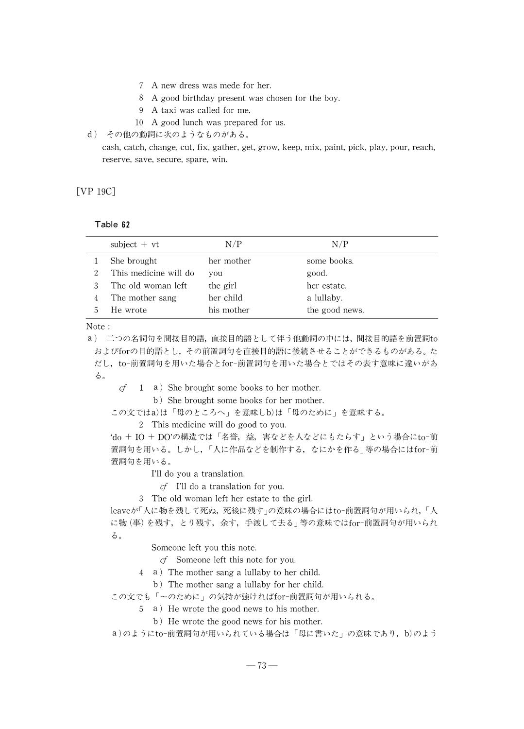7　A new dress was mede for her.
8　A good birthday present was chosen for the boy.
9　A taxi was called for me.
10　A good lunch was prepared for us.

d）　その他の動詞に次のようなものがある。

cash, catch, change, cut, fix, gather, get, grow, keep, mix, paint, pick, play, pour, reach, reserve, save, secure, spare, win.

[VP 19C]

Table 62

| | subject ＋ vt | N/P | N/P |
|---|---|---|---|
| 1 | She brought | her mother | some books. |
| 2 | This medicine will do | you | good. |
| 3 | The old woman left | the girl | her estate. |
| 4 | The mother sang | her child | a lullaby. |
| 5 | He wrote | his mother | the good news. |

Note :

a）　二つの名詞句を間接目的語，直接目的語として伴う他動詞の中には，間接目的語を前置詞toおよびforの目的語とし，その前置詞句を直接目的語に後続させることができるものがある。ただし，to-前置詞句を用いた場合とfor-前置詞句を用いた場合とではその表す意味に違いがある。

*cf*　1　a）She brought some books to her mother.
　　　　b）She brought some books for her mother.

この文ではa)は「母のところへ」を意味しb)は「母のために」を意味する。

2　This medicine will do good to you.

'do ＋ IO ＋ DO'の構造では「名誉，益，害などを人などにもたらす」という場合にto-前置詞句を用いる。しかし，「人に作品などを制作する，なにかを作る」等の場合にはfor-前置詞句を用いる。

I'll do you a translation.
　*cf*　I'll do a translation for you.

3　The old woman left her estate to the girl.

leaveが「人に物を残して死ぬ，死後に残す」の意味の場合にはto-前置詞句が用いられ，「人に物(事)を残す，とり残す，余す，手渡して去る」等の意味ではfor-前置詞句が用いられる。

Someone left you this note.
　*cf*　Someone left this note for you.

4　a）The mother sang a lullaby to her child.
　　b）The mother sang a lullaby for her child.

この文でも「～のために」の気持が強ければfor-前置詞句が用いられる。

5　a）He wrote the good news to his mother.
　　b）He wrote the good news for his mother.

a)のようにto-前置詞句が用いられている場合は「母に書いた」の意味であり，b)のよう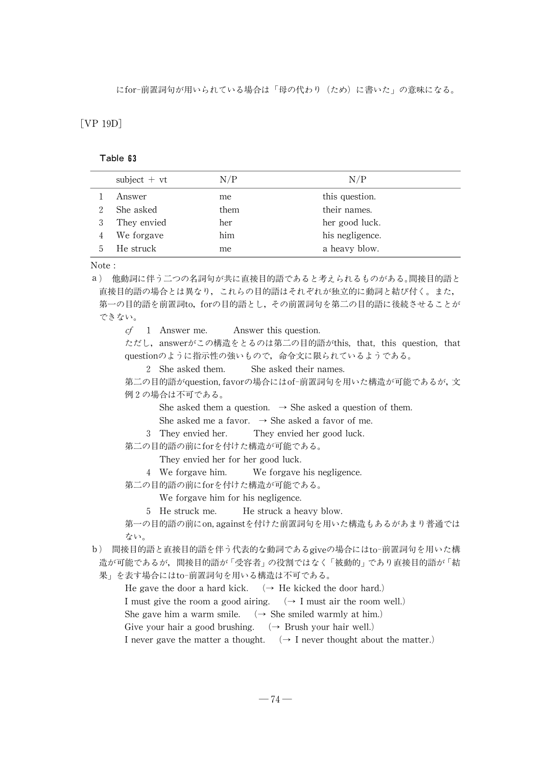にfor-前置詞句が用いられている場合は「母の代わり（ため）に書いた」の意味になる。

［VP 19D］

Table 63

| | subject ＋ vt | N/P | N/P |
|---|---|---|---|
| 1 | Answer | me | this question. |
| 2 | She asked | them | their names. |
| 3 | They envied | her | her good luck. |
| 4 | We forgave | him | his negligence. |
| 5 | He struck | me | a heavy blow. |

Note :

a ） 他動詞に伴う二つの名詞句が共に直接目的語であると考えられるものがある。間接目的語と直接目的語の場合とは異なり，これらの目的語はそれぞれが独立的に動詞と結び付く。また，第一の目的語を前置詞to，forの目的語とし，その前置詞句を第二の目的語に後続させることができない。

*cf* 1 Answer me. Answer this question.

ただし，answerがこの構造をとるのは第二の目的語がthis，that，this question，that questionのように指示性の強いもので，命令文に限られているようである。

2 She asked them. She asked their names.

第二の目的語がquestion, favorの場合にはof-前置詞句を用いた構造が可能であるが，文例 2 の場合は不可である。

She asked them a question. → She asked a question of them.

She asked me a favor. → She asked a favor of me.

3 They envied her. They envied her good luck.

第二の目的語の前にforを付けた構造が可能である。

They envied her for her good luck.

4 We forgave him. We forgave his negligence.

第二の目的語の前にforを付けた構造が可能である。

We forgave him for his negligence.

5 He struck me. He struck a heavy blow.

第一の目的語の前にon, againstを付けた前置詞句を用いた構造もあるがあまり普通ではない。

b ） 間接目的語と直接目的語を伴う代表的な動詞であるgiveの場合にはto-前置詞句を用いた構造が可能であるが，間接目的語が「受容者」の役割ではなく「被動的」であり直接目的語が「結果」を表す場合にはto-前置詞句を用いる構造は不可である。

He gave the door a hard kick. （→ He kicked the door hard.）

I must give the room a good airing. （→ I must air the room well.）

She gave him a warm smile. （→ She smiled warmly at him.）

Give your hair a good brushing. （→ Brush your hair well.）

I never gave the matter a thought. （→ I never thought about the matter.）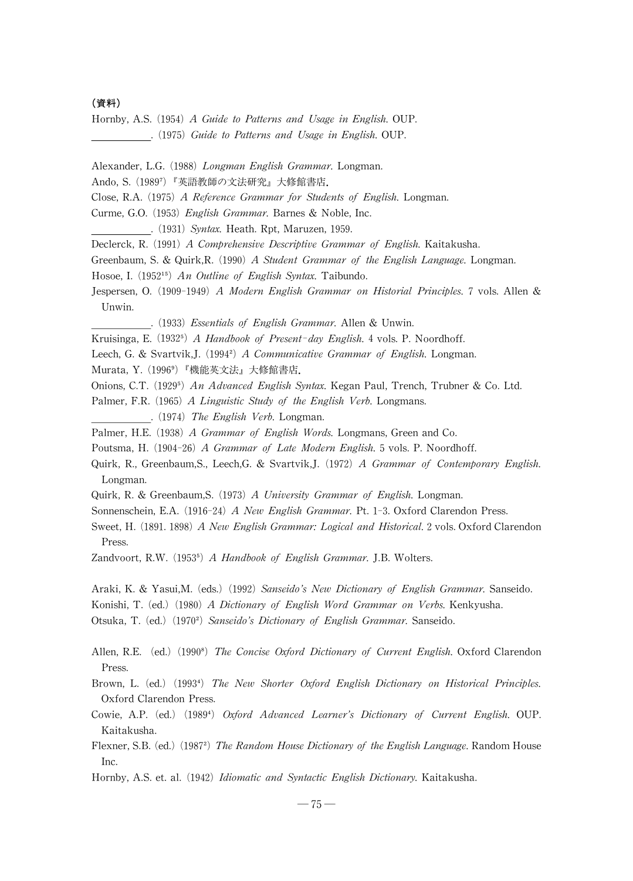**（資料）**

Hornby, A.S. (1954) *A Guide to Patterns and Usage in English*. OUP.

\_\_\_\_\_\_\_\_\_\_\_\_. (1975) *Guide to Patterns and Usage in English*. OUP.

Alexander, L.G. (1988) *Longman English Grammar*. Longman.

Ando, S. (1989[7]) 『英語教師の文法研究』大修館書店.

Close, R.A. (1975) *A Reference Grammar for Students of English*. Longman.

Curme, G.O. (1953) *English Grammar*. Barnes & Noble, Inc.

\_\_\_\_\_\_\_\_\_\_\_\_. (1931) *Syntax*. Heath. Rpt, Maruzen, 1959.

Declerck, R. (1991) *A Comprehensive Descriptive Grammar of English*. Kaitakusha.

Greenbaum, S. & Quirk,R. (1990) *A Student Grammar of the English Language*. Longman.

Hosoe, I. (1952[15]) *An Outline of English Syntax*. Taibundo.

Jespersen, O. (1909-1949) *A Modern English Grammar on Historial Principles*. 7 vols. Allen & Unwin.

\_\_\_\_\_\_\_\_\_\_\_\_. (1933) *Essentials of English Grammar*. Allen & Unwin.

Kruisinga, E. (1932[5]) *A Handbook of Present-day English*. 4 vols. P. Noordhoff.

Leech, G. & Svartvik,J. (1994[2]) *A Communicative Grammar of English*. Longman.

Murata, Y. (1996[9]) 『機能英文法』大修館書店.

Onions, C.T. (1929[5]) *An Advanced English Syntax*. Kegan Paul, Trench, Trubner & Co. Ltd.

Palmer, F.R. (1965) *A Linguistic Study of the English Verb*. Longmans.

\_\_\_\_\_\_\_\_\_\_\_\_. (1974) *The English Verb*. Longman.

Palmer, H.E. (1938) *A Grammar of English Words*. Longmans, Green and Co.

Poutsma, H. (1904-26) *A Grammar of Late Modern English*. 5 vols. P. Noordhoff.

Quirk, R., Greenbaum,S., Leech,G. & Svartvik,J. (1972) *A Grammar of Contemporary English*. Longman.

Quirk, R. & Greenbaum,S. (1973) *A University Grammar of English*. Longman.

Sonnenschein, E.A. (1916-24) *A New English Grammar*. Pt. 1-3. Oxford Clarendon Press.

Sweet, H. (1891. 1898) *A New English Grammar: Logical and Historical*. 2 vols. Oxford Clarendon Press.

Zandvoort, R.W. (1953[5]) *A Handbook of English Grammar*. J.B. Wolters.

Araki, K. & Yasui,M. (eds.) (1992) *Sanseido's New Dictionary of English Grammar*. Sanseido.

Konishi, T. (ed.) (1980) *A Dictionary of English Word Grammar on Verbs*. Kenkyusha.

Otsuka, T. (ed.) (1970[2]) *Sanseido's Dictionary of English Grammar*. Sanseido.

Allen, R.E. (ed.) (1990[8]) *The Concise Oxford Dictionary of Current English*. Oxford Clarendon Press.

Brown, L. (ed.) (1993[4]) *The New Shorter Oxford English Dictionary on Historical Principles*. Oxford Clarendon Press.

Cowie, A.P. (ed.) (1989[4]) *Oxford Advanced Learner's Dictionary of Current English*. OUP. Kaitakusha.

Flexner, S.B. (ed.) (1987[2]) *The Random House Dictionary of the English Language*. Random House Inc.

Hornby, A.S. et. al. (1942) *Idiomatic and Syntactic English Dictionary*. Kaitakusha.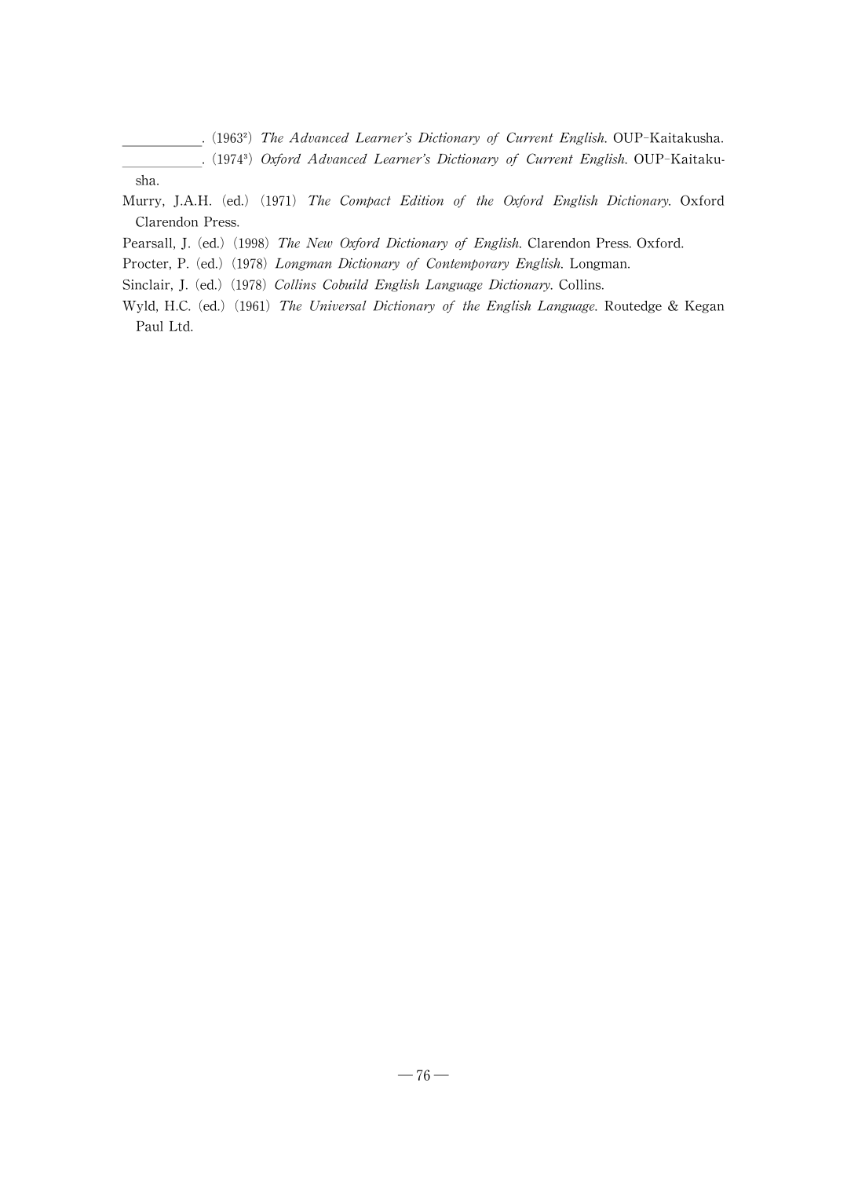\_\_\_\_\_\_\_\_\_\_\_\_. (1963[2]) *The Advanced Learner's Dictionary of Current English*. OUP-Kaitakusha.

\_\_\_\_\_\_\_\_\_\_\_\_. (1974[3]) *Oxford Advanced Learner's Dictionary of Current English*. OUP-Kaitakusha.

Murry, J.A.H. (ed.) (1971) *The Compact Edition of the Oxford English Dictionary*. Oxford Clarendon Press.

Pearsall, J. (ed.) (1998) *The New Oxford Dictionary of English*. Clarendon Press. Oxford.

Procter, P. (ed.) (1978) *Longman Dictionary of Contemporary English*. Longman.

Sinclair, J. (ed.) (1978) *Collins Cobuild English Language Dictionary*. Collins.

Wyld, H.C. (ed.) (1961) *The Universal Dictionary of the English Language*. Routedge & Kegan Paul Ltd.